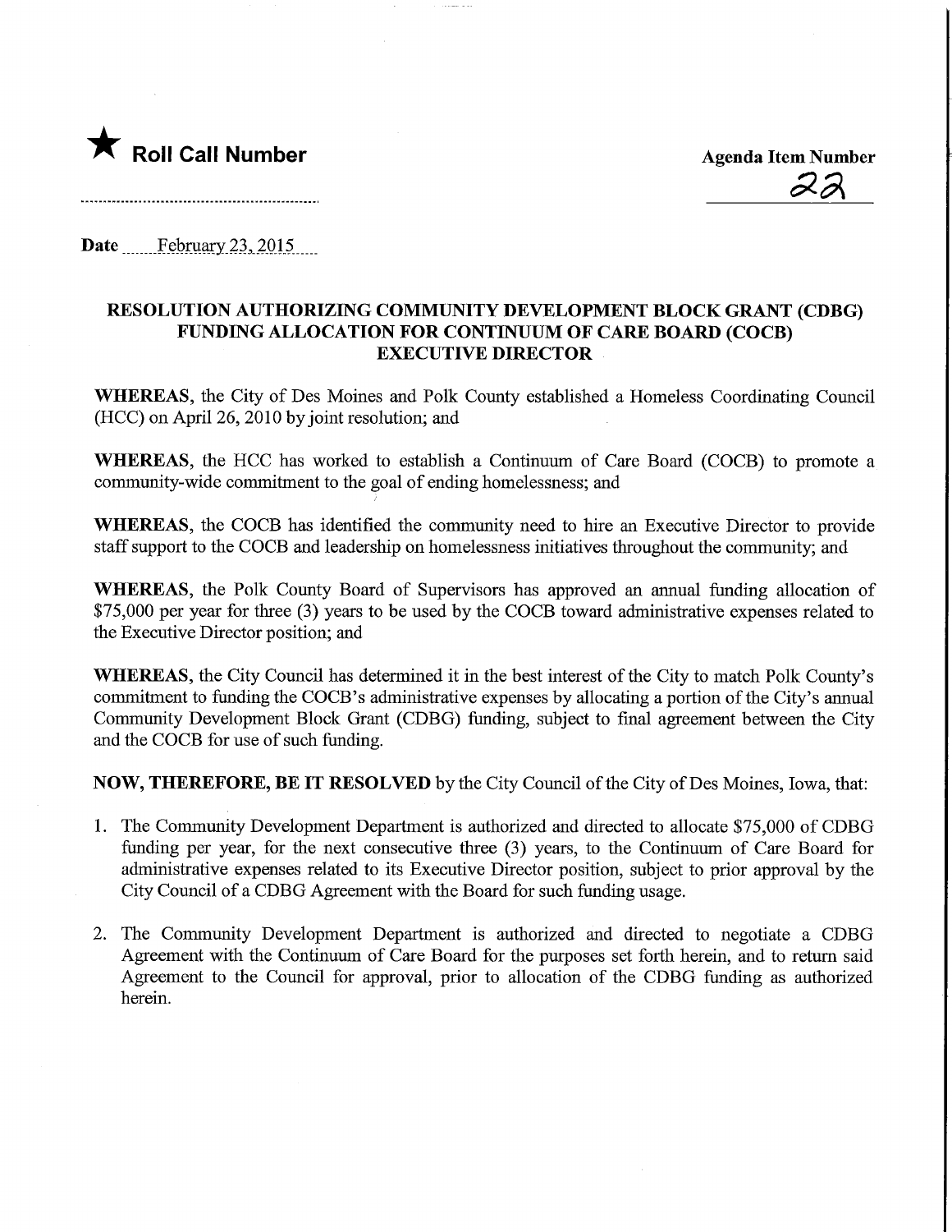★ **Roll Call Number**

**Agenda Item Number**

22

**Date** February 23, 2015

**RESOLUTION AUTHORIZING COMMUNITY DEVELOPMENT BLOCK GRANT (CDBG) FUNDING ALLOCATION FOR CONTINUUM OF CARE BOARD (COCB) EXECUTIVE DIRECTOR**

**WHEREAS,** the City of Des Moines and Polk County established a Homeless Coordinating Council (HCC) on April 26, 2010 by joint resolution; and

**WHEREAS,** the HCC has worked to establish a Continuum of Care Board (COCB) to promote a community-wide commitment to the goal of ending homelessness; and

**WHEREAS,** the COCB has identified the community need to hire an Executive Director to provide staff support to the COCB and leadership on homelessness initiatives throughout the community; and

**WHEREAS,** the Polk County Board of Supervisors has approved an annual funding allocation of $75,000 per year for three (3) years to be used by the COCB toward administrative expenses related to the Executive Director position; and

**WHEREAS,** the City Council has determined it in the best interest of the City to match Polk County's commitment to funding the COCB's administrative expenses by allocating a portion of the City's annual Community Development Block Grant (CDBG) funding, subject to final agreement between the City and the COCB for use of such funding.

**NOW, THEREFORE, BE IT RESOLVED** by the City Council of the City of Des Moines, Iowa, that:

1. The Community Development Department is authorized and directed to allocate $75,000 of CDBG funding per year, for the next consecutive three (3) years, to the Continuum of Care Board for administrative expenses related to its Executive Director position, subject to prior approval by the City Council of a CDBG Agreement with the Board for such funding usage.

2. The Community Development Department is authorized and directed to negotiate a CDBG Agreement with the Continuum of Care Board for the purposes set forth herein, and to return said Agreement to the Council for approval, prior to allocation of the CDBG funding as authorized herein.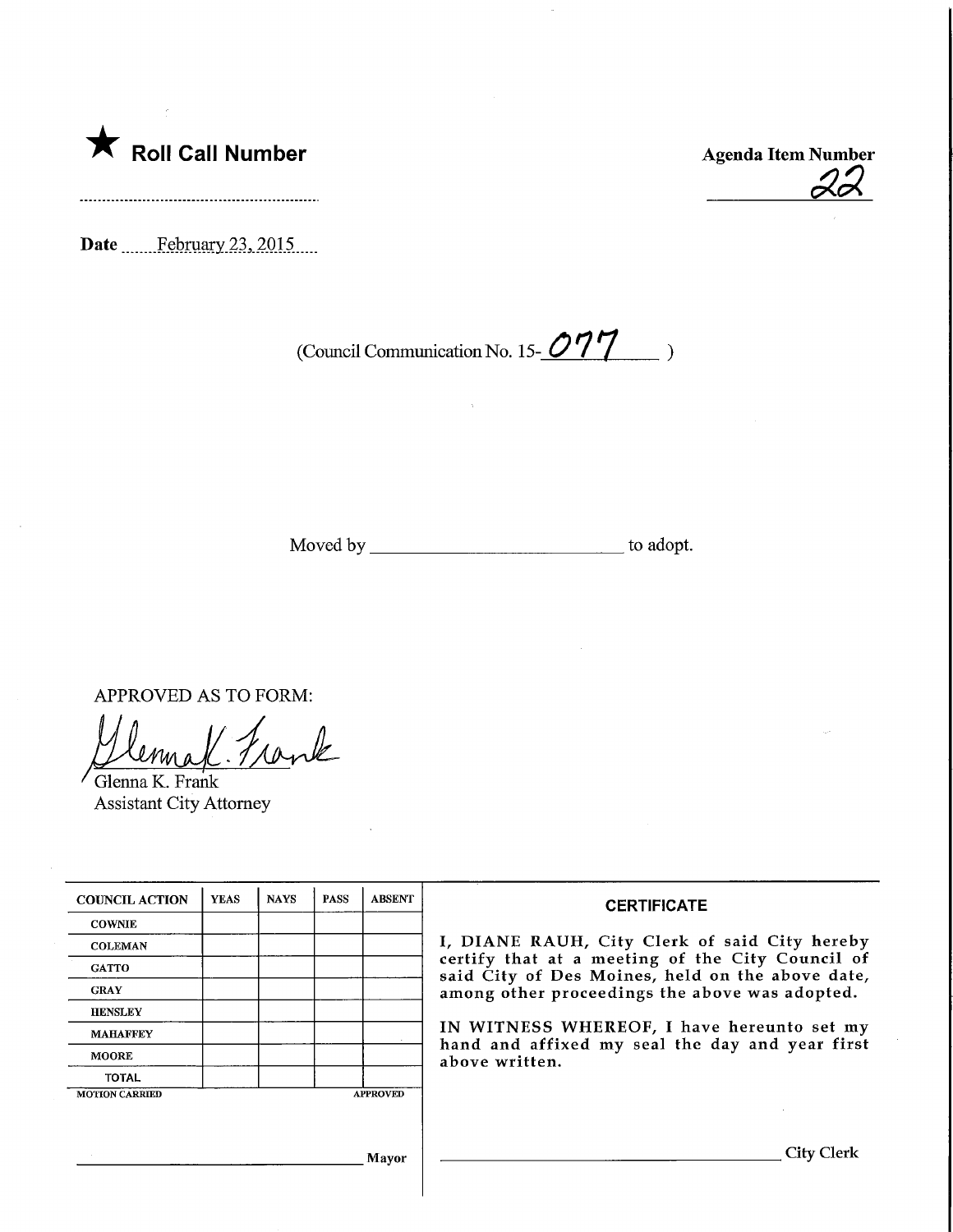★ **Roll Call Number**

**Agenda Item Number**
22

**Date** February 23, 2015

(Council Communication No. 15- 077 )

Moved by \_\_\_\_\_\_\_\_\_\_\_\_\_\_\_\_\_\_\_\_\_\_\_\_\_\_\_\_ to adopt.

APPROVED AS TO FORM:

Glenna K. Frank
Glenna K. Frank
Assistant City Attorney

| COUNCIL ACTION | YEAS | NAYS | PASS | ABSENT |
|---|---|---|---|---|
| COWNIE | | | | |
| COLEMAN | | | | |
| GATTO | | | | |
| GRAY | | | | |
| HENSLEY | | | | |
| MAHAFFEY | | | | |
| MOORE | | | | |
| TOTAL | | | | |

MOTION CARRIED APPROVED

\_\_\_\_\_\_\_\_\_\_\_\_\_\_\_\_\_\_\_\_\_\_\_\_\_\_\_\_ Mayor

**CERTIFICATE**

I, DIANE RAUH, City Clerk of said City hereby certify that at a meeting of the City Council of said City of Des Moines, held on the above date, among other proceedings the above was adopted.

IN WITNESS WHEREOF, I have hereunto set my hand and affixed my seal the day and year first above written.

\_\_\_\_\_\_\_\_\_\_\_\_\_\_\_\_\_\_\_\_\_\_\_\_\_\_\_\_ City Clerk